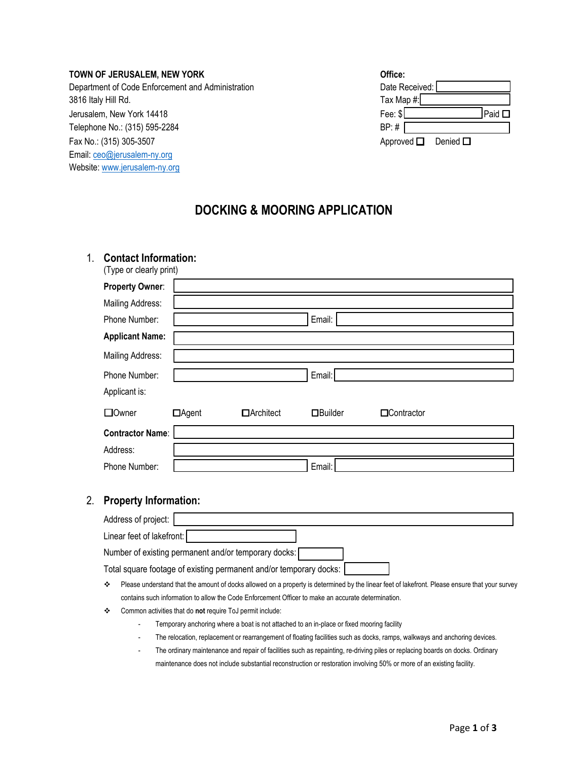**TOWN OF JERUSALEM, NEW YORK**
Department of Code Enforcement and Administration
3816 Italy Hill Rd.
Jerusalem, New York 14418
Telephone No.: (315) 595-2284
Fax No.: (315) 305-3507
Email: ceo@jerusalem-ny.org
Website: www.jerusalem-ny.org

**Office:**
Date Received: ____________
Tax Map #: ____________
Fee: $ ____________ Paid ☐
BP: # ____________
Approved ☐ Denied ☐

# DOCKING & MOORING APPLICATION

## 1. Contact Information:

(Type or clearly print)

**Property Owner**: ____________

Mailing Address: ____________

Phone Number: ____________ Email: ____________

**Applicant Name:** ____________

Mailing Address: ____________

Phone Number: ____________ Email: ____________

Applicant is:

☐Owner ☐Agent ☐Architect ☐Builder ☐Contractor

**Contractor Name**: ____________

Address: ____________

Phone Number: ____________ Email: ____________

## 2. Property Information:

Address of project: ____________

Linear feet of lakefront: ____________

Number of existing permanent and/or temporary docks: ____________

Total square footage of existing permanent and/or temporary docks: ____________

- Please understand that the amount of docks allowed on a property is determined by the linear feet of lakefront. Please ensure that your survey contains such information to allow the Code Enforcement Officer to make an accurate determination.
- Common activities that do **not** require ToJ permit include:
  - Temporary anchoring where a boat is not attached to an in-place or fixed mooring facility
  - The relocation, replacement or rearrangement of floating facilities such as docks, ramps, walkways and anchoring devices.
  - The ordinary maintenance and repair of facilities such as repainting, re-driving piles or replacing boards on docks. Ordinary maintenance does not include substantial reconstruction or restoration involving 50% or more of an existing facility.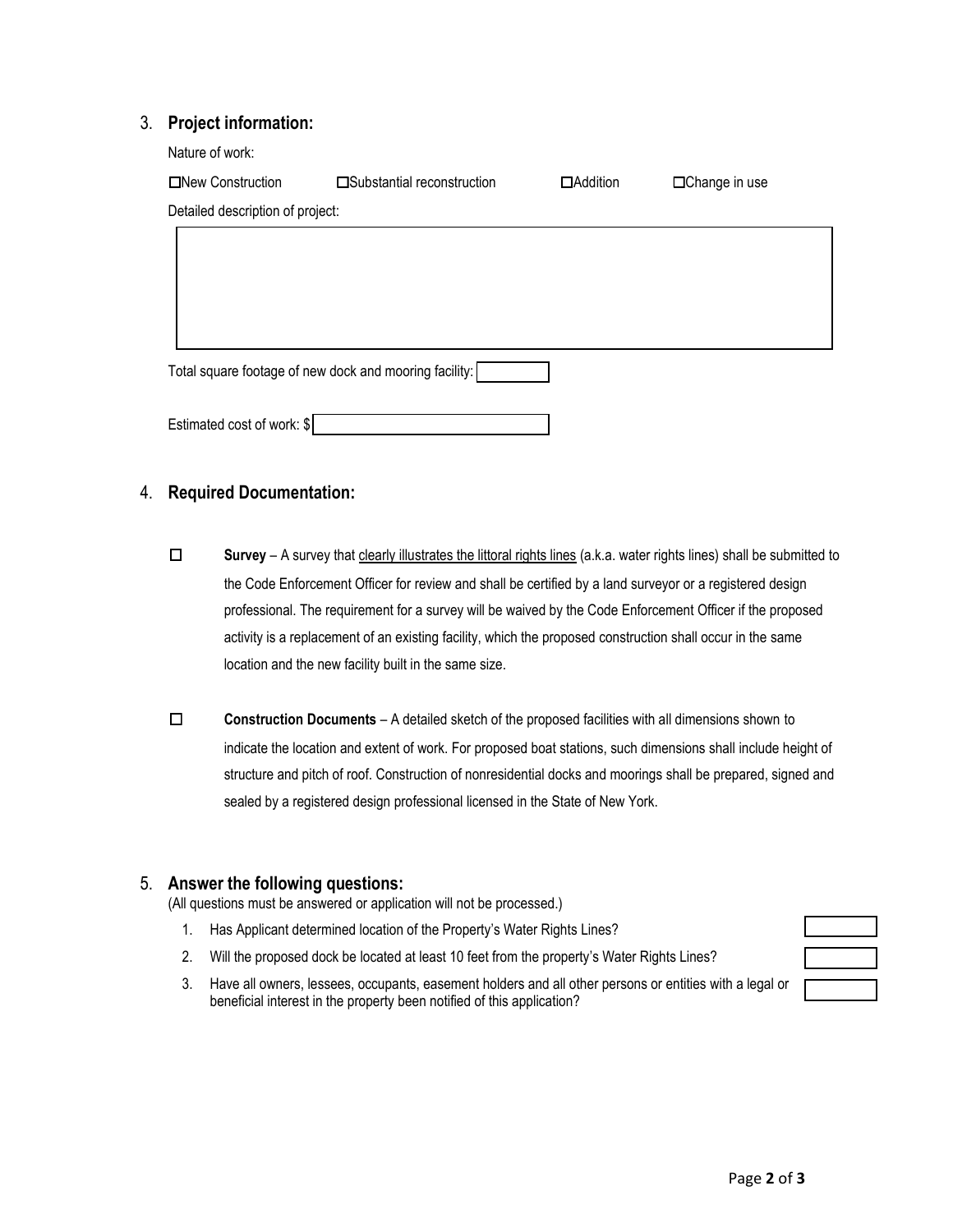## 3. Project information:

Nature of work:

☐New Construction ☐Substantial reconstruction ☐Addition ☐Change in use

Detailed description of project:

Total square footage of new dock and mooring facility:

Estimated cost of work: $

## 4. Required Documentation:

☐ **Survey** – A survey that clearly illustrates the littoral rights lines (a.k.a. water rights lines) shall be submitted to the Code Enforcement Officer for review and shall be certified by a land surveyor or a registered design professional. The requirement for a survey will be waived by the Code Enforcement Officer if the proposed activity is a replacement of an existing facility, which the proposed construction shall occur in the same location and the new facility built in the same size.

☐ **Construction Documents** – A detailed sketch of the proposed facilities with all dimensions shown to indicate the location and extent of work. For proposed boat stations, such dimensions shall include height of structure and pitch of roof. Construction of nonresidential docks and moorings shall be prepared, signed and sealed by a registered design professional licensed in the State of New York.

## 5. Answer the following questions:

(All questions must be answered or application will not be processed.)

1. Has Applicant determined location of the Property's Water Rights Lines?
2. Will the proposed dock be located at least 10 feet from the property's Water Rights Lines?
3. Have all owners, lessees, occupants, easement holders and all other persons or entities with a legal or beneficial interest in the property been notified of this application?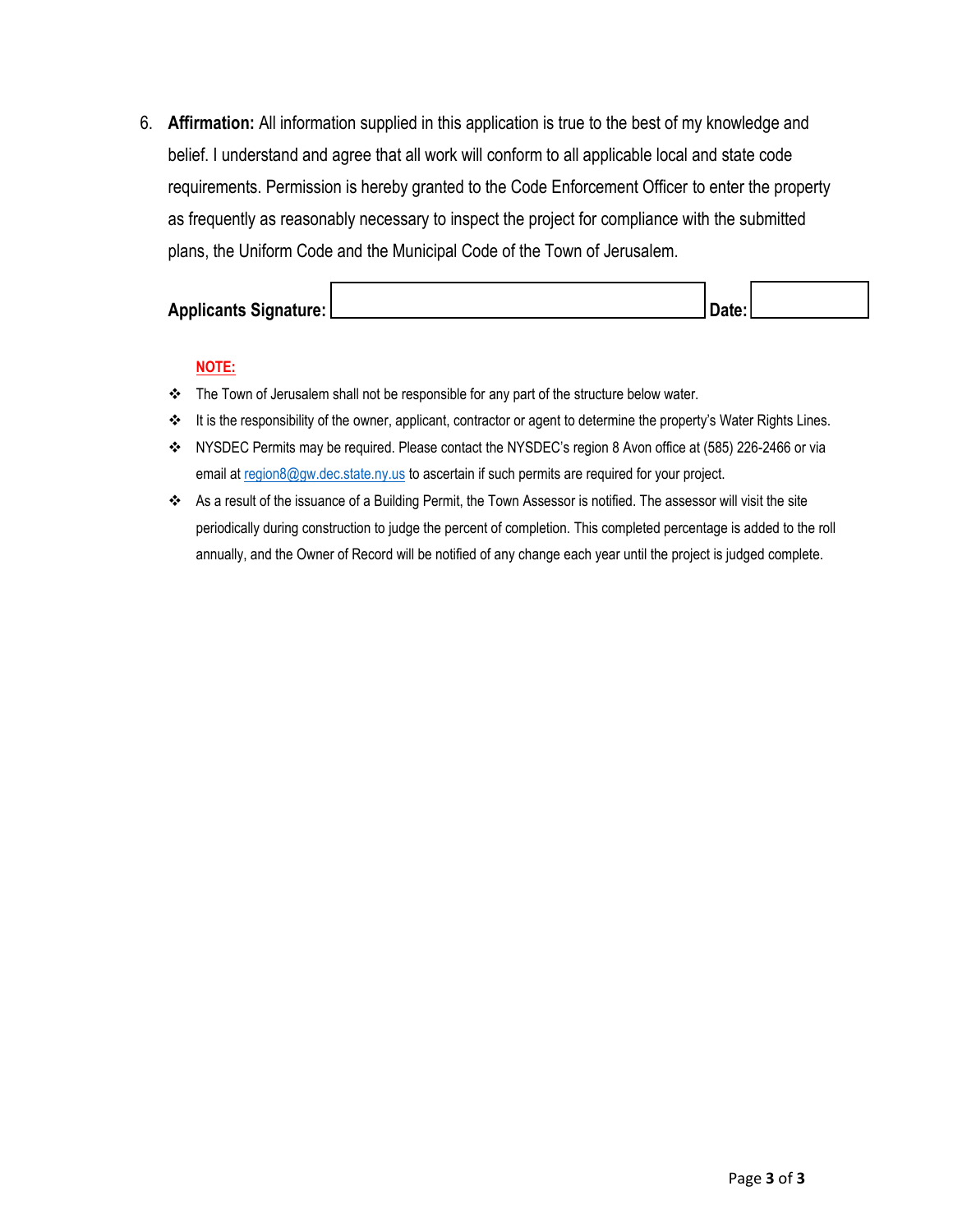6. **Affirmation:** All information supplied in this application is true to the best of my knowledge and belief. I understand and agree that all work will conform to all applicable local and state code requirements. Permission is hereby granted to the Code Enforcement Officer to enter the property as frequently as reasonably necessary to inspect the project for compliance with the submitted plans, the Uniform Code and the Municipal Code of the Town of Jerusalem.

**Applicants Signature:** ______________________ **Date:** __________

**NOTE:**

- The Town of Jerusalem shall not be responsible for any part of the structure below water.
- It is the responsibility of the owner, applicant, contractor or agent to determine the property's Water Rights Lines.
- NYSDEC Permits may be required. Please contact the NYSDEC's region 8 Avon office at (585) 226-2466 or via email at region8@gw.dec.state.ny.us to ascertain if such permits are required for your project.
- As a result of the issuance of a Building Permit, the Town Assessor is notified. The assessor will visit the site periodically during construction to judge the percent of completion. This completed percentage is added to the roll annually, and the Owner of Record will be notified of any change each year until the project is judged complete.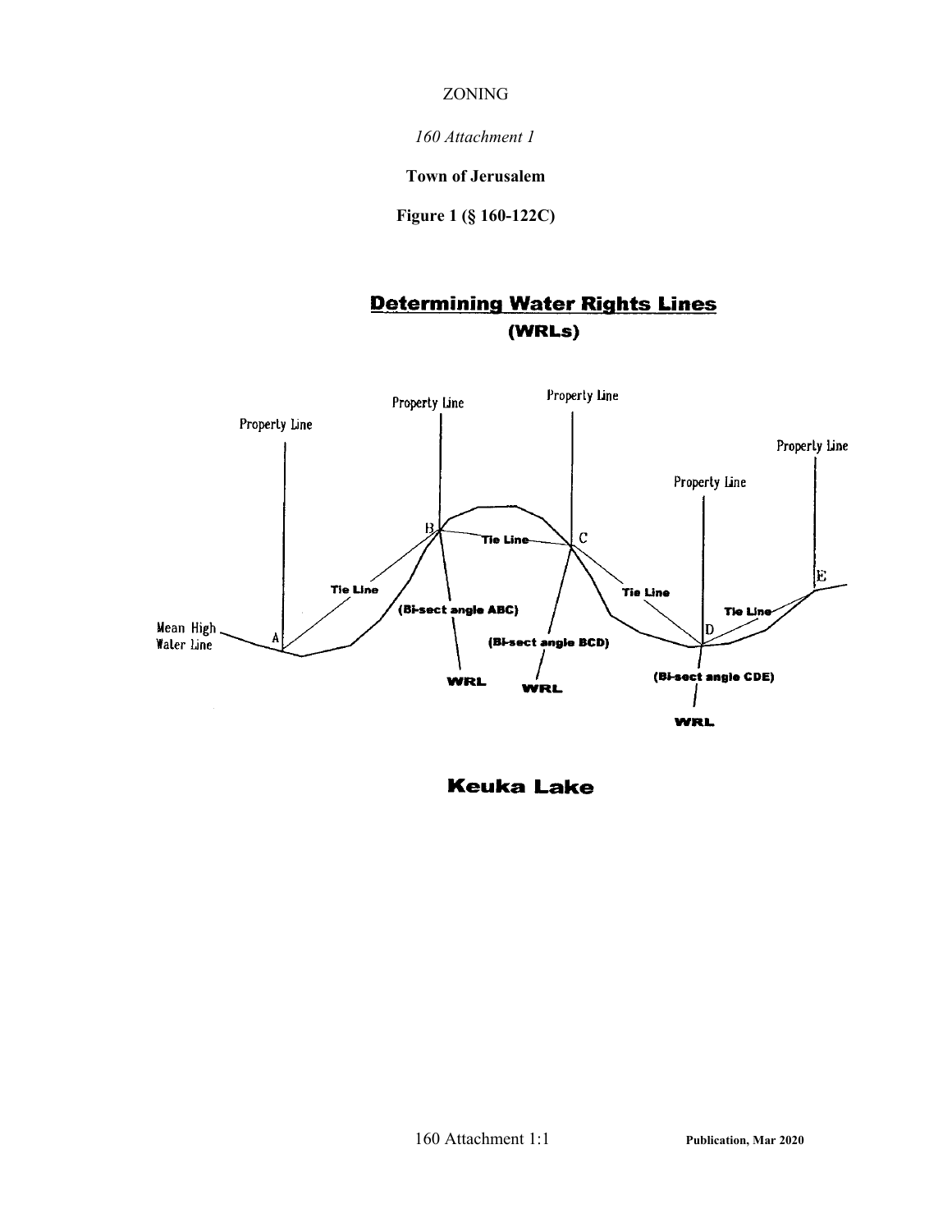ZONING

*160 Attachment 1*

**Town of Jerusalem**

**Figure 1 (§ 160-122C)**

## Determining Water Rights Lines (WRLs)

Property Line

Property Line

Property Line

Property Line

Property Line

Property Line

Mean High Water Line

A

B

C

D

E

Tie Line

Tie Line

Tie Line

Tie Line

(Bi-sect angle ABC)

(Bi-sect angle BCD)

(Bi-sect angle CDE)

WRL

WRL

WRL

**Keuka Lake**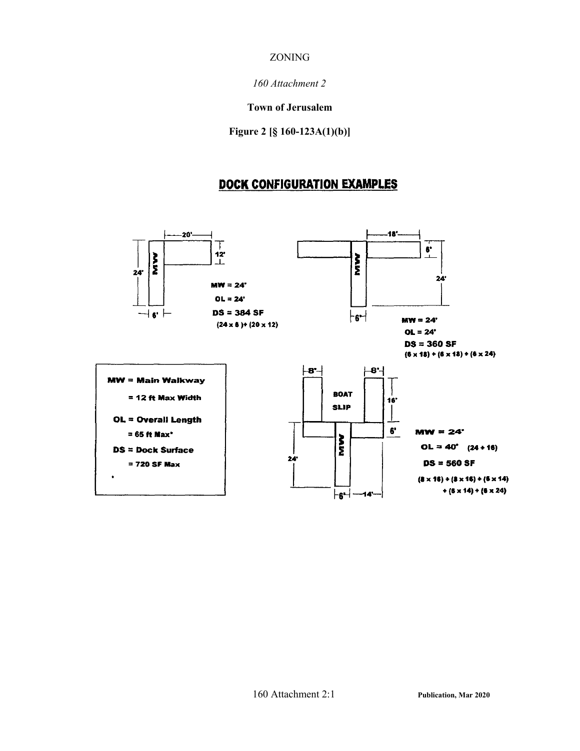ZONING

*160 Attachment 2*

**Town of Jerusalem**

**Figure 2 [§ 160-123A(1)(b)]**

## DOCK CONFIGURATION EXAMPLES

20'
12'
24'
MW
6'

MW = 24'
OL = 24'
DS = 384 SF
(24 x 6 )+ (20 x 12)

18'
6'
MW
24'
6'

MW = 24'
OL = 24'
DS = 360 SF
(6 x 18) + (6 x 18) + (6 x 24)

MW = Main Walkway
= 12 ft Max Width
OL = Overall Length
= 65 ft Max*
DS = Dock Surface
= 720 SF Max
*

8'
8'
BOAT SLIP
16'
6'
24'
MW
6'
14'

MW = 24'
OL = 40' (24 + 16)
DS = 560 SF
(8 x 16) + (8 x 16) + (6 x 14) + (6 x 14) + (6 x 24)